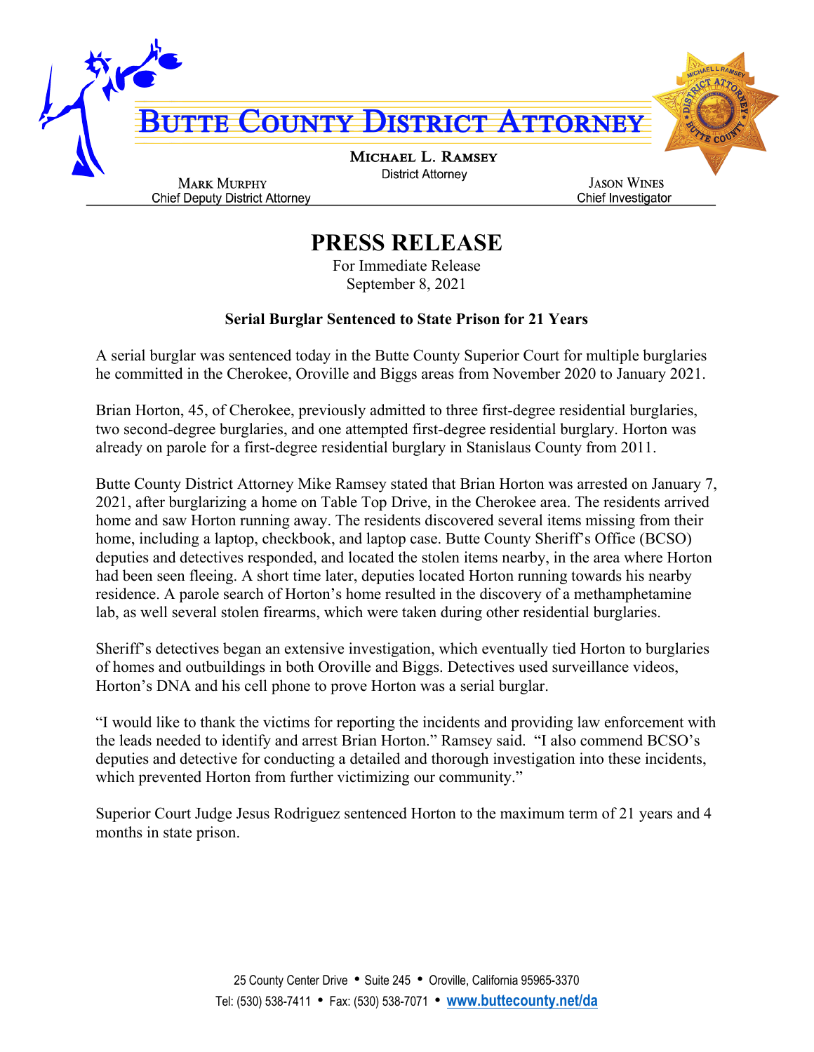# Butte County District Attorney

**Michael L. Ramsey**
District Attorney

**Mark Murphy**
Chief Deputy District Attorney

**Jason Wines**
Chief Investigator

## PRESS RELEASE

For Immediate Release
September 8, 2021

### Serial Burglar Sentenced to State Prison for 21 Years

A serial burglar was sentenced today in the Butte County Superior Court for multiple burglaries he committed in the Cherokee, Oroville and Biggs areas from November 2020 to January 2021.

Brian Horton, 45, of Cherokee, previously admitted to three first-degree residential burglaries, two second-degree burglaries, and one attempted first-degree residential burglary. Horton was already on parole for a first-degree residential burglary in Stanislaus County from 2011.

Butte County District Attorney Mike Ramsey stated that Brian Horton was arrested on January 7, 2021, after burglarizing a home on Table Top Drive, in the Cherokee area. The residents arrived home and saw Horton running away. The residents discovered several items missing from their home, including a laptop, checkbook, and laptop case. Butte County Sheriff's Office (BCSO) deputies and detectives responded, and located the stolen items nearby, in the area where Horton had been seen fleeing. A short time later, deputies located Horton running towards his nearby residence. A parole search of Horton's home resulted in the discovery of a methamphetamine lab, as well several stolen firearms, which were taken during other residential burglaries.

Sheriff's detectives began an extensive investigation, which eventually tied Horton to burglaries of homes and outbuildings in both Oroville and Biggs. Detectives used surveillance videos, Horton's DNA and his cell phone to prove Horton was a serial burglar.

"I would like to thank the victims for reporting the incidents and providing law enforcement with the leads needed to identify and arrest Brian Horton." Ramsey said. "I also commend BCSO's deputies and detective for conducting a detailed and thorough investigation into these incidents, which prevented Horton from further victimizing our community."

Superior Court Judge Jesus Rodriguez sentenced Horton to the maximum term of 21 years and 4 months in state prison.

25 County Center Drive • Suite 245 • Oroville, California 95965-3370
Tel: (530) 538-7411 • Fax: (530) 538-7071 • www.buttecounty.net/da